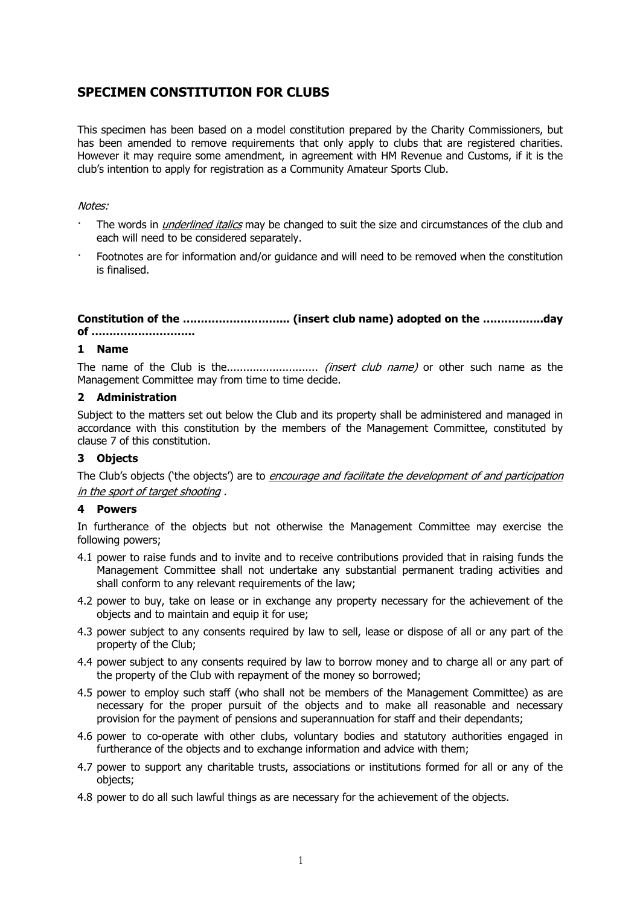## SPECIMEN CONSTITUTION FOR CLUBS

This specimen has been based on a model constitution prepared by the Charity Commissioners, but has been amended to remove requirements that only apply to clubs that are registered charities. However it may require some amendment, in agreement with HM Revenue and Customs, if it is the club's intention to apply for registration as a Community Amateur Sports Club.

*Notes:*

- The words in *underlined italics* may be changed to suit the size and circumstances of the club and each will need to be considered separately.
- Footnotes are for information and/or guidance and will need to be removed when the constitution is finalised.

**Constitution of the ………………………... (insert club name) adopted on the …………….day of ………………………..**

### 1 Name

The name of the Club is the............................ *(insert club name)* or other such name as the Management Committee may from time to time decide.

### 2 Administration

Subject to the matters set out below the Club and its property shall be administered and managed in accordance with this constitution by the members of the Management Committee, constituted by clause 7 of this constitution.

### 3 Objects

The Club's objects ('the objects') are to *encourage and facilitate the development of and participation in the sport of target shooting* .

### 4 Powers

In furtherance of the objects but not otherwise the Management Committee may exercise the following powers;

4.1 power to raise funds and to invite and to receive contributions provided that in raising funds the Management Committee shall not undertake any substantial permanent trading activities and shall conform to any relevant requirements of the law;

4.2 power to buy, take on lease or in exchange any property necessary for the achievement of the objects and to maintain and equip it for use;

4.3 power subject to any consents required by law to sell, lease or dispose of all or any part of the property of the Club;

4.4 power subject to any consents required by law to borrow money and to charge all or any part of the property of the Club with repayment of the money so borrowed;

4.5 power to employ such staff (who shall not be members of the Management Committee) as are necessary for the proper pursuit of the objects and to make all reasonable and necessary provision for the payment of pensions and superannuation for staff and their dependants;

4.6 power to co-operate with other clubs, voluntary bodies and statutory authorities engaged in furtherance of the objects and to exchange information and advice with them;

4.7 power to support any charitable trusts, associations or institutions formed for all or any of the objects;

4.8 power to do all such lawful things as are necessary for the achievement of the objects.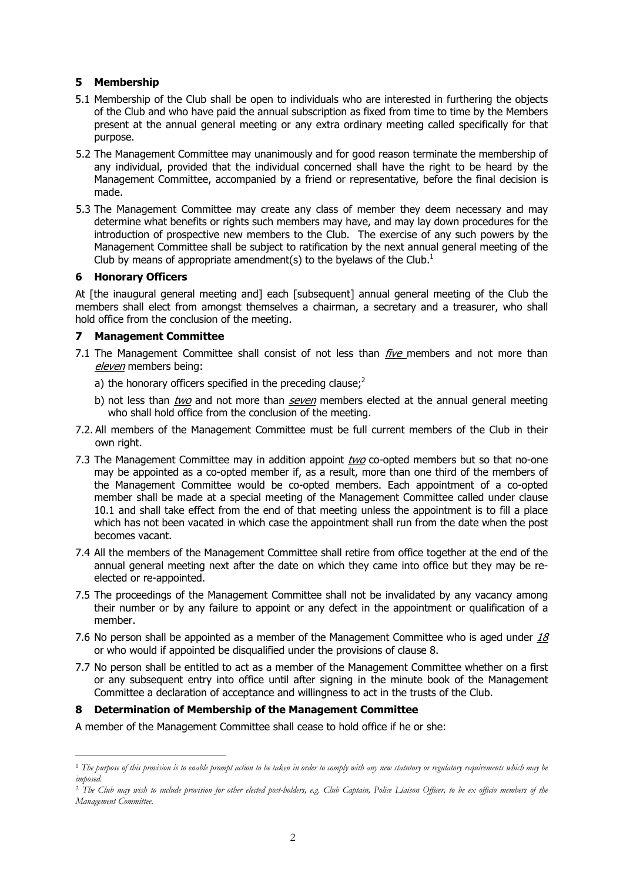## 5 Membership

5.1 Membership of the Club shall be open to individuals who are interested in furthering the objects of the Club and who have paid the annual subscription as fixed from time to time by the Members present at the annual general meeting or any extra ordinary meeting called specifically for that purpose.

5.2 The Management Committee may unanimously and for good reason terminate the membership of any individual, provided that the individual concerned shall have the right to be heard by the Management Committee, accompanied by a friend or representative, before the final decision is made.

5.3 The Management Committee may create any class of member they deem necessary and may determine what benefits or rights such members may have, and may lay down procedures for the introduction of prospective new members to the Club. The exercise of any such powers by the Management Committee shall be subject to ratification by the next annual general meeting of the Club by means of appropriate amendment(s) to the byelaws of the Club.[1]

## 6 Honorary Officers

At [the inaugural general meeting and] each [subsequent] annual general meeting of the Club the members shall elect from amongst themselves a chairman, a secretary and a treasurer, who shall hold office from the conclusion of the meeting.

## 7 Management Committee

7.1 The Management Committee shall consist of not less than *five* members and not more than *eleven* members being:

a) the honorary officers specified in the preceding clause;[2]

b) not less than *two* and not more than *seven* members elected at the annual general meeting who shall hold office from the conclusion of the meeting.

7.2. All members of the Management Committee must be full current members of the Club in their own right.

7.3 The Management Committee may in addition appoint *two* co-opted members but so that no-one may be appointed as a co-opted member if, as a result, more than one third of the members of the Management Committee would be co-opted members. Each appointment of a co-opted member shall be made at a special meeting of the Management Committee called under clause 10.1 and shall take effect from the end of that meeting unless the appointment is to fill a place which has not been vacated in which case the appointment shall run from the date when the post becomes vacant.

7.4 All the members of the Management Committee shall retire from office together at the end of the annual general meeting next after the date on which they came into office but they may be re-elected or re-appointed.

7.5 The proceedings of the Management Committee shall not be invalidated by any vacancy among their number or by any failure to appoint or any defect in the appointment or qualification of a member.

7.6 No person shall be appointed as a member of the Management Committee who is aged under *18* or who would if appointed be disqualified under the provisions of clause 8.

7.7 No person shall be entitled to act as a member of the Management Committee whether on a first or any subsequent entry into office until after signing in the minute book of the Management Committee a declaration of acceptance and willingness to act in the trusts of the Club.

## 8 Determination of Membership of the Management Committee

A member of the Management Committee shall cease to hold office if he or she:

---

[1] *The purpose of this provision is to enable prompt action to be taken in order to comply with any new statutory or regulatory requirements which may be imposed.*

[2] *The Club may wish to include provision for other elected post-holders, e.g. Club Captain, Police Liaison Officer, to be ex officio members of the Management Committee.*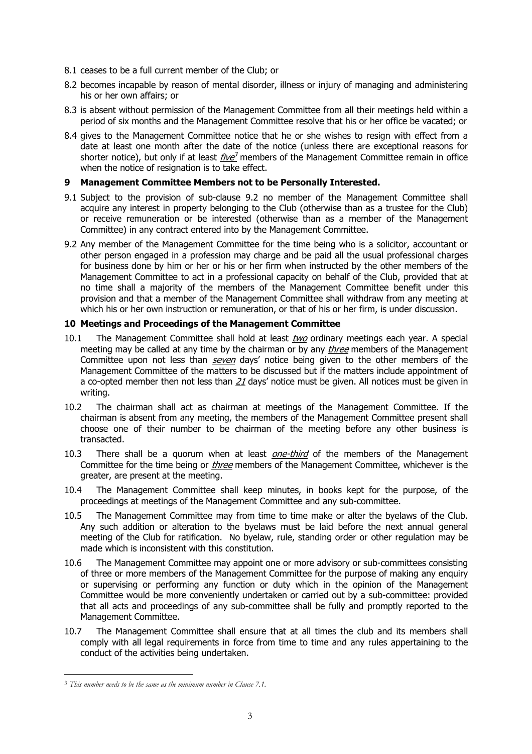8.1 ceases to be a full current member of the Club; or

8.2 becomes incapable by reason of mental disorder, illness or injury of managing and administering his or her own affairs; or

8.3 is absent without permission of the Management Committee from all their meetings held within a period of six months and the Management Committee resolve that his or her office be vacated; or

8.4 gives to the Management Committee notice that he or she wishes to resign with effect from a date at least one month after the date of the notice (unless there are exceptional reasons for shorter notice), but only if at least *five*[3] members of the Management Committee remain in office when the notice of resignation is to take effect.

## 9 Management Committee Members not to be Personally Interested.

9.1 Subject to the provision of sub-clause 9.2 no member of the Management Committee shall acquire any interest in property belonging to the Club (otherwise than as a trustee for the Club) or receive remuneration or be interested (otherwise than as a member of the Management Committee) in any contract entered into by the Management Committee.

9.2 Any member of the Management Committee for the time being who is a solicitor, accountant or other person engaged in a profession may charge and be paid all the usual professional charges for business done by him or her or his or her firm when instructed by the other members of the Management Committee to act in a professional capacity on behalf of the Club, provided that at no time shall a majority of the members of the Management Committee benefit under this provision and that a member of the Management Committee shall withdraw from any meeting at which his or her own instruction or remuneration, or that of his or her firm, is under discussion.

## 10 Meetings and Proceedings of the Management Committee

10.1 The Management Committee shall hold at least *two* ordinary meetings each year. A special meeting may be called at any time by the chairman or by any *three* members of the Management Committee upon not less than *seven* days' notice being given to the other members of the Management Committee of the matters to be discussed but if the matters include appointment of a co-opted member then not less than *21* days' notice must be given. All notices must be given in writing.

10.2 The chairman shall act as chairman at meetings of the Management Committee. If the chairman is absent from any meeting, the members of the Management Committee present shall choose one of their number to be chairman of the meeting before any other business is transacted.

10.3 There shall be a quorum when at least *one-third* of the members of the Management Committee for the time being or *three* members of the Management Committee, whichever is the greater, are present at the meeting.

10.4 The Management Committee shall keep minutes, in books kept for the purpose, of the proceedings at meetings of the Management Committee and any sub-committee.

10.5 The Management Committee may from time to time make or alter the byelaws of the Club. Any such addition or alteration to the byelaws must be laid before the next annual general meeting of the Club for ratification. No byelaw, rule, standing order or other regulation may be made which is inconsistent with this constitution.

10.6 The Management Committee may appoint one or more advisory or sub-committees consisting of three or more members of the Management Committee for the purpose of making any enquiry or supervising or performing any function or duty which in the opinion of the Management Committee would be more conveniently undertaken or carried out by a sub-committee: provided that all acts and proceedings of any sub-committee shall be fully and promptly reported to the Management Committee.

10.7 The Management Committee shall ensure that at all times the club and its members shall comply with all legal requirements in force from time to time and any rules appertaining to the conduct of the activities being undertaken.

---

[3] *This number needs to be the same as the minimum number in Clause 7.1.*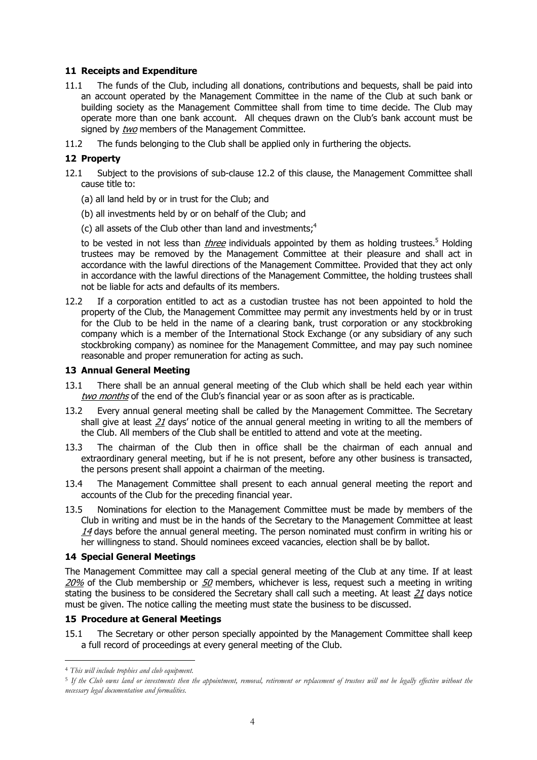## 11 Receipts and Expenditure

11.1 The funds of the Club, including all donations, contributions and bequests, shall be paid into an account operated by the Management Committee in the name of the Club at such bank or building society as the Management Committee shall from time to time decide. The Club may operate more than one bank account. All cheques drawn on the Club's bank account must be signed by *two* members of the Management Committee.

11.2 The funds belonging to the Club shall be applied only in furthering the objects.

## 12 Property

12.1 Subject to the provisions of sub-clause 12.2 of this clause, the Management Committee shall cause title to:

(a) all land held by or in trust for the Club; and

(b) all investments held by or on behalf of the Club; and

(c) all assets of the Club other than land and investments;[4]

to be vested in not less than *three* individuals appointed by them as holding trustees.[5] Holding trustees may be removed by the Management Committee at their pleasure and shall act in accordance with the lawful directions of the Management Committee. Provided that they act only in accordance with the lawful directions of the Management Committee, the holding trustees shall not be liable for acts and defaults of its members.

12.2 If a corporation entitled to act as a custodian trustee has not been appointed to hold the property of the Club, the Management Committee may permit any investments held by or in trust for the Club to be held in the name of a clearing bank, trust corporation or any stockbroking company which is a member of the International Stock Exchange (or any subsidiary of any such stockbroking company) as nominee for the Management Committee, and may pay such nominee reasonable and proper remuneration for acting as such.

## 13 Annual General Meeting

13.1 There shall be an annual general meeting of the Club which shall be held each year within *two months* of the end of the Club's financial year or as soon after as is practicable.

13.2 Every annual general meeting shall be called by the Management Committee. The Secretary shall give at least *21* days' notice of the annual general meeting in writing to all the members of the Club. All members of the Club shall be entitled to attend and vote at the meeting.

13.3 The chairman of the Club then in office shall be the chairman of each annual and extraordinary general meeting, but if he is not present, before any other business is transacted, the persons present shall appoint a chairman of the meeting.

13.4 The Management Committee shall present to each annual general meeting the report and accounts of the Club for the preceding financial year.

13.5 Nominations for election to the Management Committee must be made by members of the Club in writing and must be in the hands of the Secretary to the Management Committee at least *14* days before the annual general meeting. The person nominated must confirm in writing his or her willingness to stand. Should nominees exceed vacancies, election shall be by ballot.

## 14 Special General Meetings

The Management Committee may call a special general meeting of the Club at any time. If at least *20%* of the Club membership or *50* members, whichever is less, request such a meeting in writing stating the business to be considered the Secretary shall call such a meeting. At least *21* days notice must be given. The notice calling the meeting must state the business to be discussed.

## 15 Procedure at General Meetings

15.1 The Secretary or other person specially appointed by the Management Committee shall keep a full record of proceedings at every general meeting of the Club.

---

[4] *This will include trophies and club equipment.*

[5] *If the Club owns land or investments then the appointment, removal, retirement or replacement of trustees will not be legally effective without the necessary legal documentation and formalities.*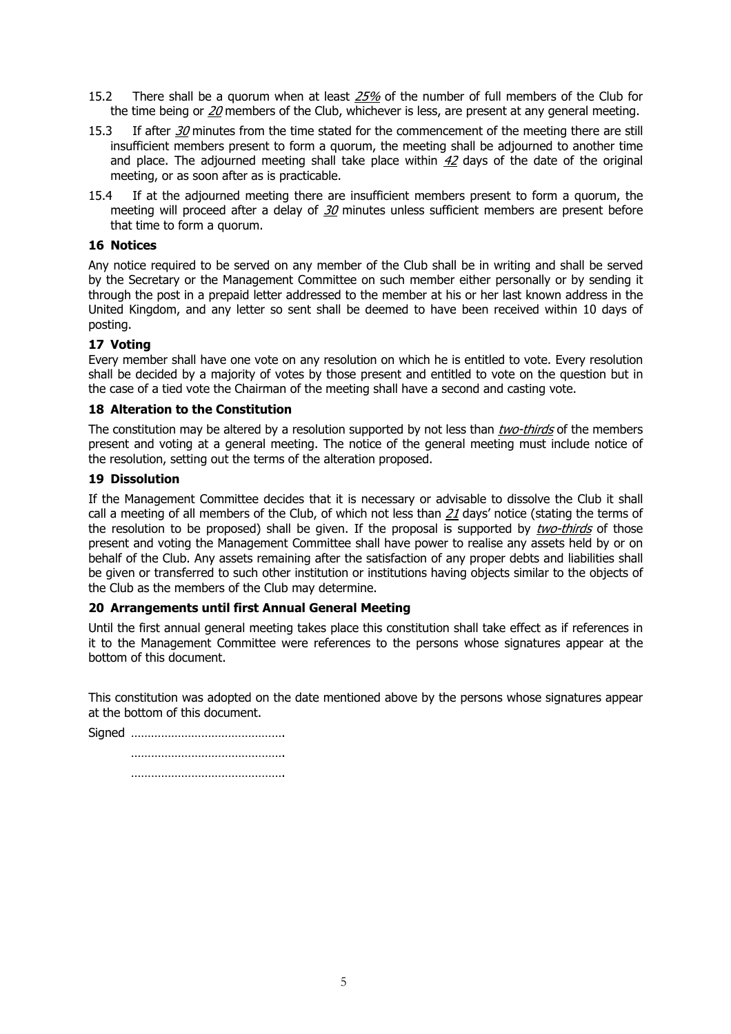15.2 There shall be a quorum when at least *25%* of the number of full members of the Club for the time being or *20* members of the Club, whichever is less, are present at any general meeting.

15.3 If after *30* minutes from the time stated for the commencement of the meeting there are still insufficient members present to form a quorum, the meeting shall be adjourned to another time and place. The adjourned meeting shall take place within *42* days of the date of the original meeting, or as soon after as is practicable.

15.4 If at the adjourned meeting there are insufficient members present to form a quorum, the meeting will proceed after a delay of *30* minutes unless sufficient members are present before that time to form a quorum.

## 16 Notices

Any notice required to be served on any member of the Club shall be in writing and shall be served by the Secretary or the Management Committee on such member either personally or by sending it through the post in a prepaid letter addressed to the member at his or her last known address in the United Kingdom, and any letter so sent shall be deemed to have been received within 10 days of posting.

## 17 Voting

Every member shall have one vote on any resolution on which he is entitled to vote. Every resolution shall be decided by a majority of votes by those present and entitled to vote on the question but in the case of a tied vote the Chairman of the meeting shall have a second and casting vote.

## 18 Alteration to the Constitution

The constitution may be altered by a resolution supported by not less than *two-thirds* of the members present and voting at a general meeting. The notice of the general meeting must include notice of the resolution, setting out the terms of the alteration proposed.

## 19 Dissolution

If the Management Committee decides that it is necessary or advisable to dissolve the Club it shall call a meeting of all members of the Club, of which not less than *21* days' notice (stating the terms of the resolution to be proposed) shall be given. If the proposal is supported by *two-thirds* of those present and voting the Management Committee shall have power to realise any assets held by or on behalf of the Club. Any assets remaining after the satisfaction of any proper debts and liabilities shall be given or transferred to such other institution or institutions having objects similar to the objects of the Club as the members of the Club may determine.

## 20 Arrangements until first Annual General Meeting

Until the first annual general meeting takes place this constitution shall take effect as if references in it to the Management Committee were references to the persons whose signatures appear at the bottom of this document.

This constitution was adopted on the date mentioned above by the persons whose signatures appear at the bottom of this document.

Signed ……………………………………….

……………………………………….

……………………………………….